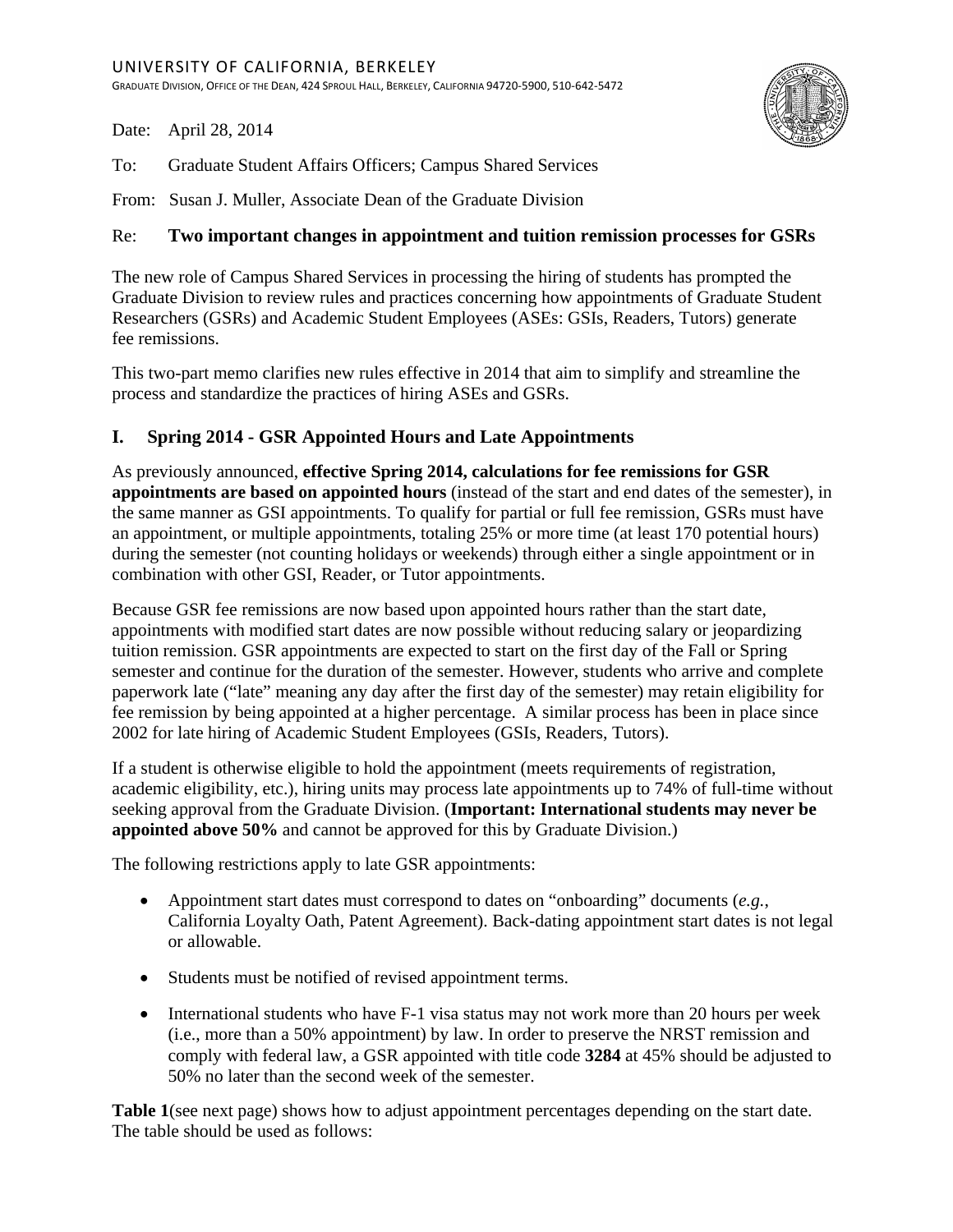UNIVERSITY OF CALIFORNIA, BERKELEY

GRADUATE DIVISION, OFFICE OF THE DEAN, 424 SPROUL HALL, BERKELEY, CALIFORNIA 94720-5900, 510-642-5472

Date: April 28, 2014

To: Graduate Student Affairs Officers; Campus Shared Services

From: Susan J. Muller, Associate Dean of the Graduate Division

Re: **Two important changes in appointment and tuition remission processes for GSRs**

The new role of Campus Shared Services in processing the hiring of students has prompted the Graduate Division to review rules and practices concerning how appointments of Graduate Student Researchers (GSRs) and Academic Student Employees (ASEs: GSIs, Readers, Tutors) generate fee remissions.

This two-part memo clarifies new rules effective in 2014 that aim to simplify and streamline the process and standardize the practices of hiring ASEs and GSRs.

## I. Spring 2014 - GSR Appointed Hours and Late Appointments

As previously announced, **effective Spring 2014, calculations for fee remissions for GSR appointments are based on appointed hours** (instead of the start and end dates of the semester), in the same manner as GSI appointments. To qualify for partial or full fee remission, GSRs must have an appointment, or multiple appointments, totaling 25% or more time (at least 170 potential hours) during the semester (not counting holidays or weekends) through either a single appointment or in combination with other GSI, Reader, or Tutor appointments.

Because GSR fee remissions are now based upon appointed hours rather than the start date, appointments with modified start dates are now possible without reducing salary or jeopardizing tuition remission. GSR appointments are expected to start on the first day of the Fall or Spring semester and continue for the duration of the semester. However, students who arrive and complete paperwork late ("late" meaning any day after the first day of the semester) may retain eligibility for fee remission by being appointed at a higher percentage. A similar process has been in place since 2002 for late hiring of Academic Student Employees (GSIs, Readers, Tutors).

If a student is otherwise eligible to hold the appointment (meets requirements of registration, academic eligibility, etc.), hiring units may process late appointments up to 74% of full-time without seeking approval from the Graduate Division. (**Important: International students may never be appointed above 50%** and cannot be approved for this by Graduate Division.)

The following restrictions apply to late GSR appointments:

- Appointment start dates must correspond to dates on "onboarding" documents (*e.g.*, California Loyalty Oath, Patent Agreement). Back-dating appointment start dates is not legal or allowable.
- Students must be notified of revised appointment terms.
- International students who have F-1 visa status may not work more than 20 hours per week (i.e., more than a 50% appointment) by law. In order to preserve the NRST remission and comply with federal law, a GSR appointed with title code **3284** at 45% should be adjusted to 50% no later than the second week of the semester.

**Table 1**(see next page) shows how to adjust appointment percentages depending on the start date. The table should be used as follows: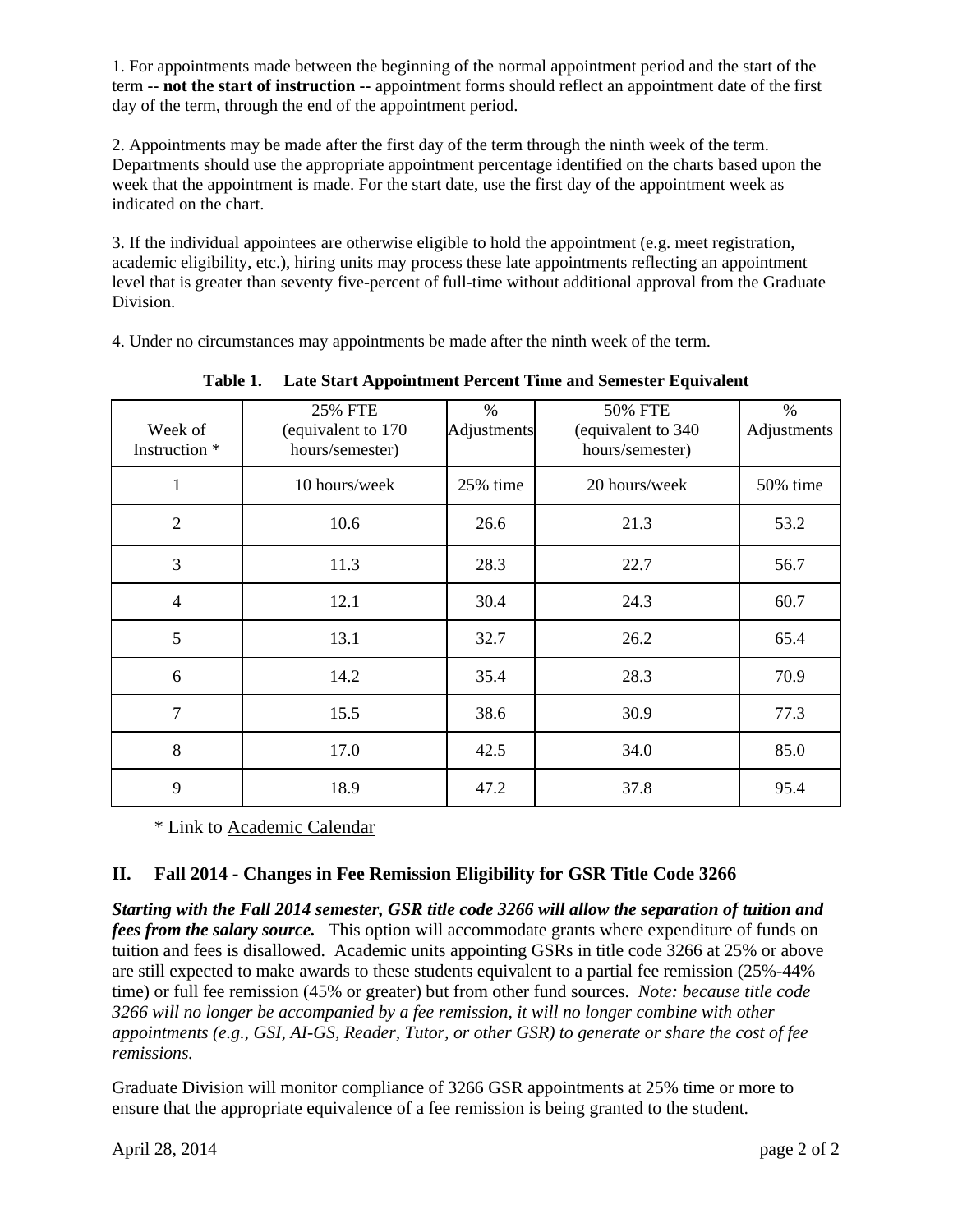1. For appointments made between the beginning of the normal appointment period and the start of the term -- **not the start of instruction --** appointment forms should reflect an appointment date of the first day of the term, through the end of the appointment period.

2. Appointments may be made after the first day of the term through the ninth week of the term. Departments should use the appropriate appointment percentage identified on the charts based upon the week that the appointment is made. For the start date, use the first day of the appointment week as indicated on the chart.

3. If the individual appointees are otherwise eligible to hold the appointment (e.g. meet registration, academic eligibility, etc.), hiring units may process these late appointments reflecting an appointment level that is greater than seventy five-percent of full-time without additional approval from the Graduate Division.

4. Under no circumstances may appointments be made after the ninth week of the term.

**Table 1. Late Start Appointment Percent Time and Semester Equivalent**

| Week of Instruction * | 25% FTE (equivalent to 170 hours/semester) | % Adjustments | 50% FTE (equivalent to 340 hours/semester) | % Adjustments |
|---|---|---|---|---|
| 1 | 10 hours/week | 25% time | 20 hours/week | 50% time |
| 2 | 10.6 | 26.6 | 21.3 | 53.2 |
| 3 | 11.3 | 28.3 | 22.7 | 56.7 |
| 4 | 12.1 | 30.4 | 24.3 | 60.7 |
| 5 | 13.1 | 32.7 | 26.2 | 65.4 |
| 6 | 14.2 | 35.4 | 28.3 | 70.9 |
| 7 | 15.5 | 38.6 | 30.9 | 77.3 |
| 8 | 17.0 | 42.5 | 34.0 | 85.0 |
| 9 | 18.9 | 47.2 | 37.8 | 95.4 |

\* Link to Academic Calendar

## II. Fall 2014 - Changes in Fee Remission Eligibility for GSR Title Code 3266

***Starting with the Fall 2014 semester, GSR title code 3266 will allow the separation of tuition and fees from the salary source.*** This option will accommodate grants where expenditure of funds on tuition and fees is disallowed. Academic units appointing GSRs in title code 3266 at 25% or above are still expected to make awards to these students equivalent to a partial fee remission (25%-44% time) or full fee remission (45% or greater) but from other fund sources. *Note: because title code 3266 will no longer be accompanied by a fee remission, it will no longer combine with other appointments (e.g., GSI, AI-GS, Reader, Tutor, or other GSR) to generate or share the cost of fee remissions.*

Graduate Division will monitor compliance of 3266 GSR appointments at 25% time or more to ensure that the appropriate equivalence of a fee remission is being granted to the student.

April 28, 2014